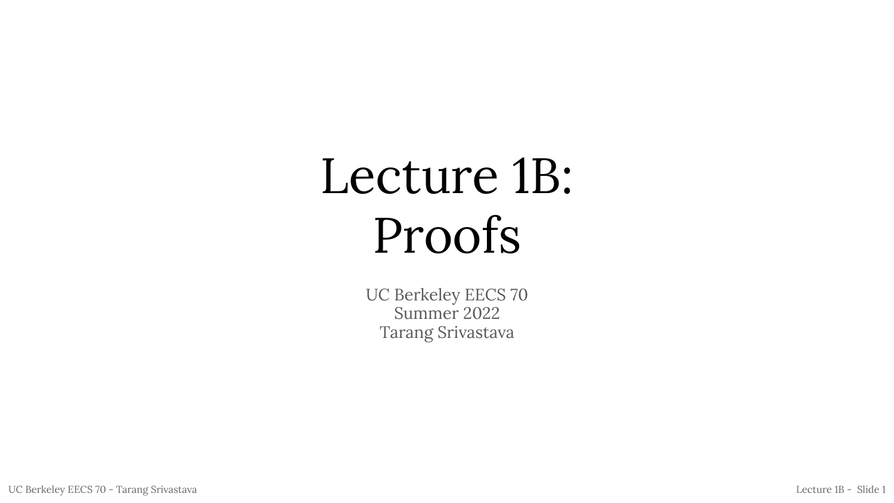# Lecture 1B: Proofs

UC Berkeley EECS 70
Summer 2022
Tarang Srivastava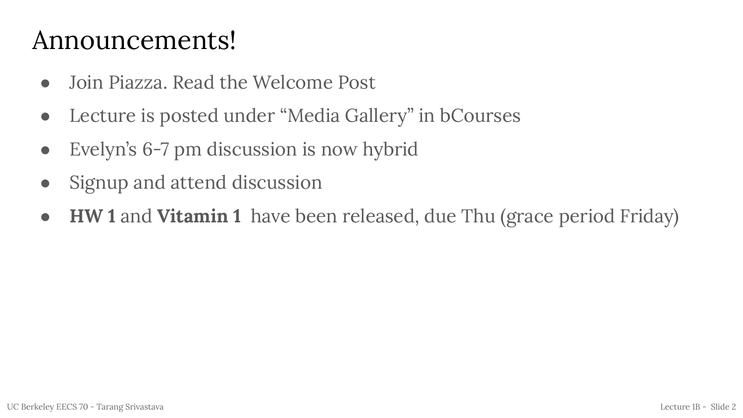# Announcements!

- Join Piazza. Read the Welcome Post
- Lecture is posted under “Media Gallery” in bCourses
- Evelyn’s 6-7 pm discussion is now hybrid
- Signup and attend discussion
- **HW 1** and **Vitamin 1** have been released, due Thu (grace period Friday)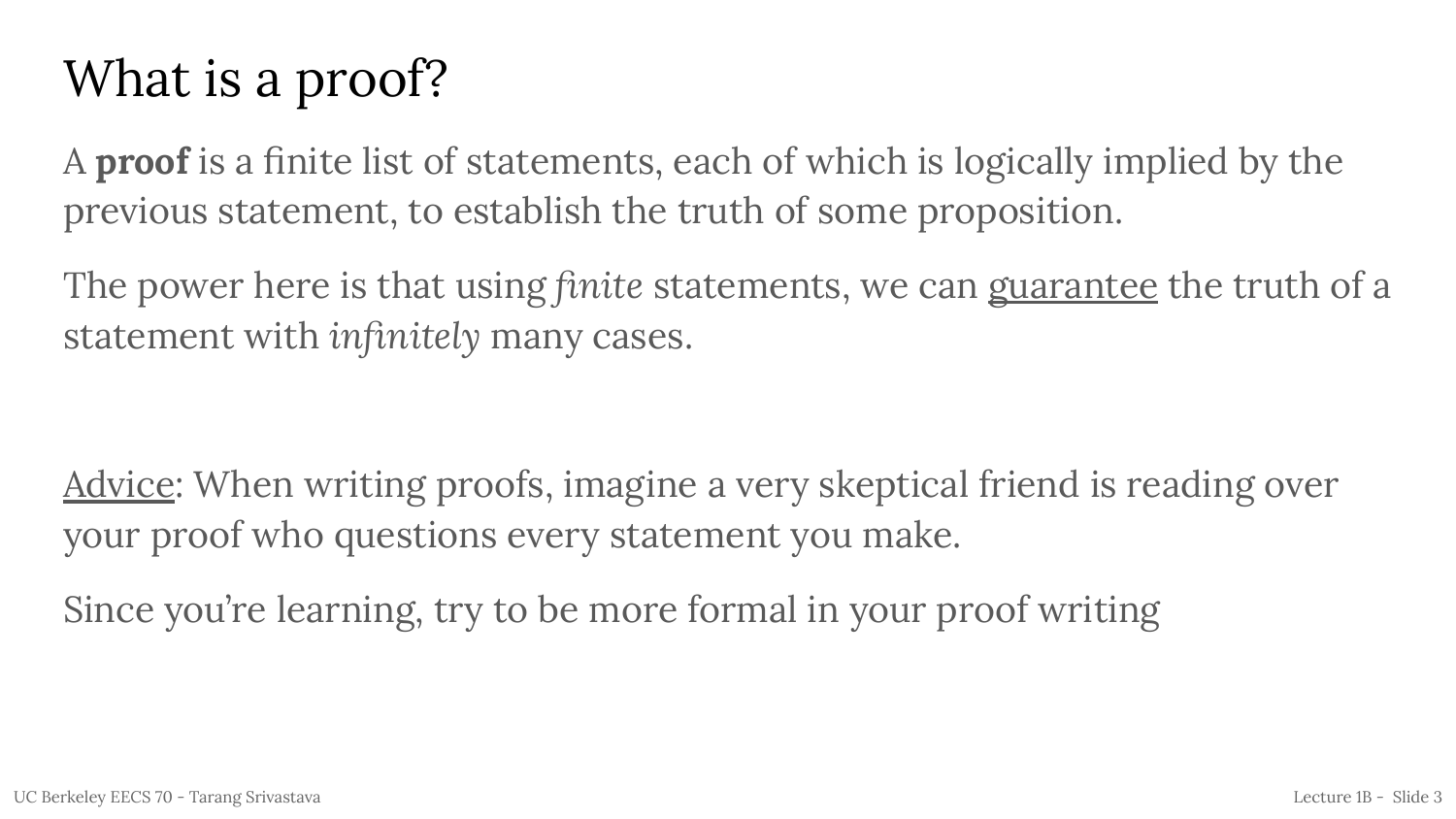# What is a proof?

A **proof** is a finite list of statements, each of which is logically implied by the previous statement, to establish the truth of some proposition.

The power here is that using *finite* statements, we can <u>guarantee</u> the truth of a statement with *infinitely* many cases.

<u>Advice</u>: When writing proofs, imagine a very skeptical friend is reading over your proof who questions every statement you make.

Since you're learning, try to be more formal in your proof writing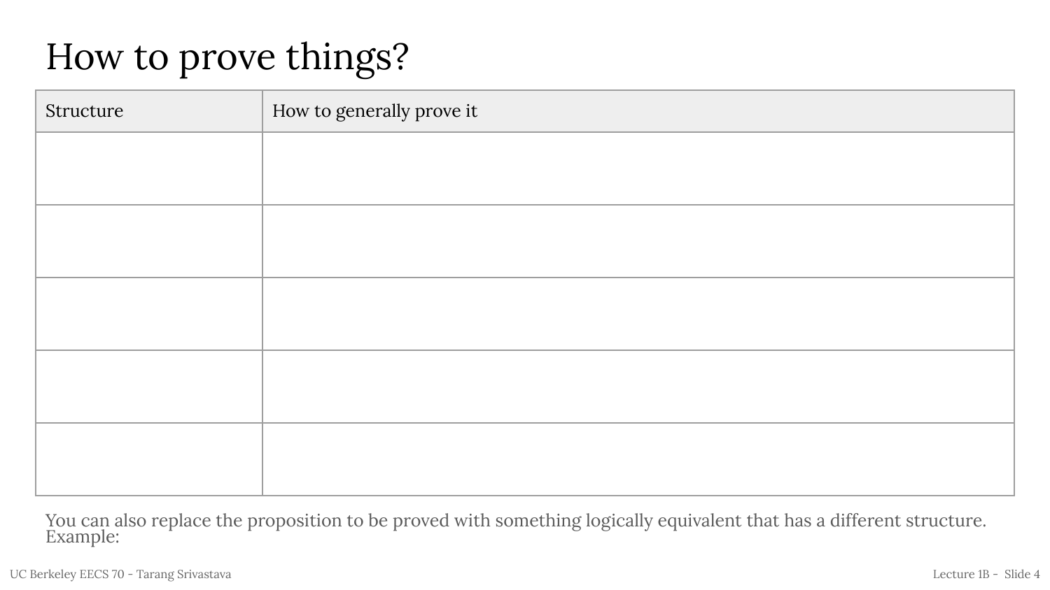# How to prove things?

| Structure | How to generally prove it |
|---|---|
| | |
| | |
| | |
| | |
| | |

You can also replace the proposition to be proved with something logically equivalent that has a different structure.
Example: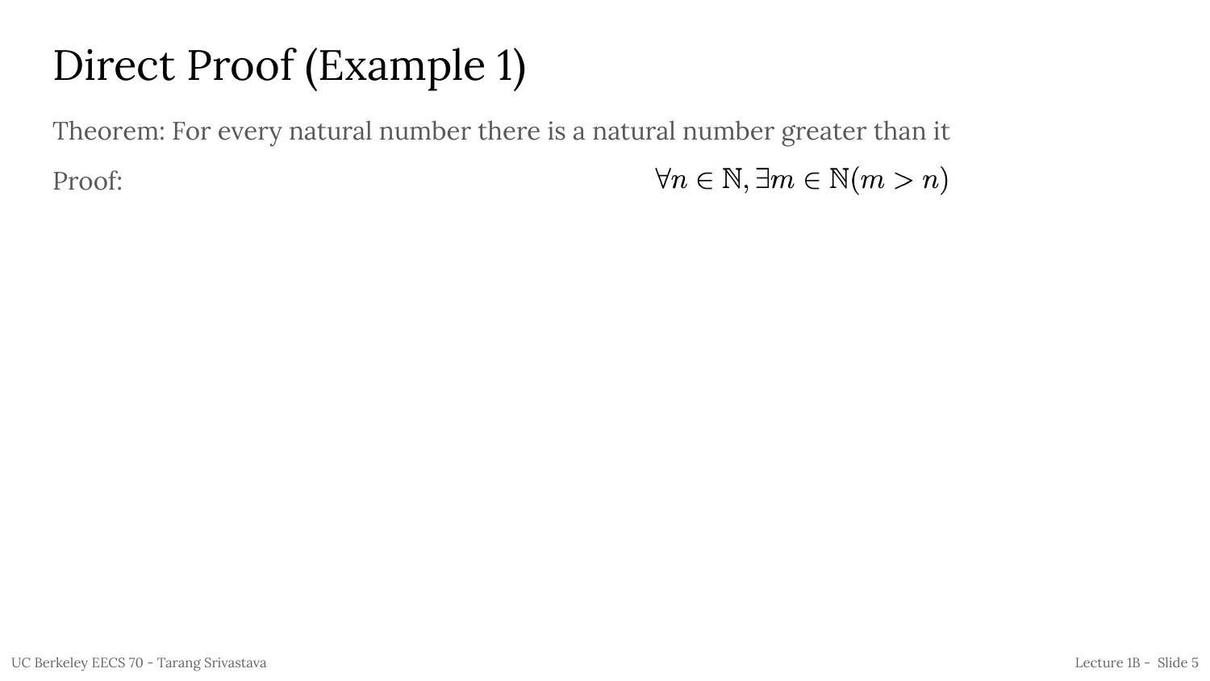# Direct Proof (Example 1)

Theorem: For every natural number there is a natural number greater than it

Proof: $\forall n \in \mathbb{N}, \exists m \in \mathbb{N}(m > n)$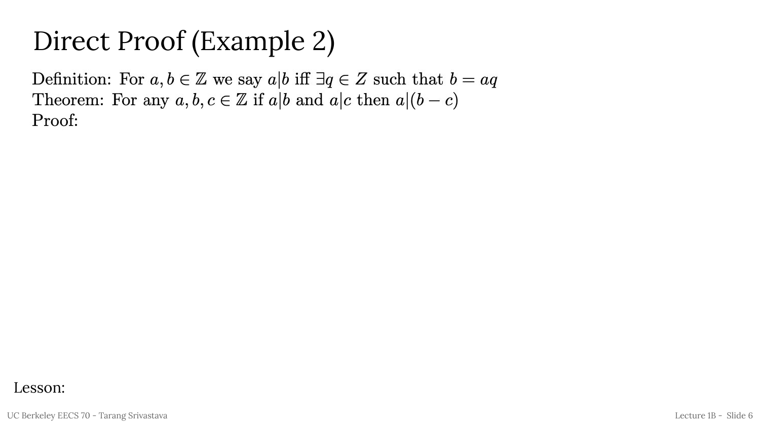# Direct Proof (Example 2)

Definition: For $a, b \in \mathbb{Z}$ we say $a|b$ iff $\exists q \in Z$ such that $b = aq$
Theorem: For any $a, b, c \in \mathbb{Z}$ if $a|b$ and $a|c$ then $a|(b-c)$
Proof:

Lesson: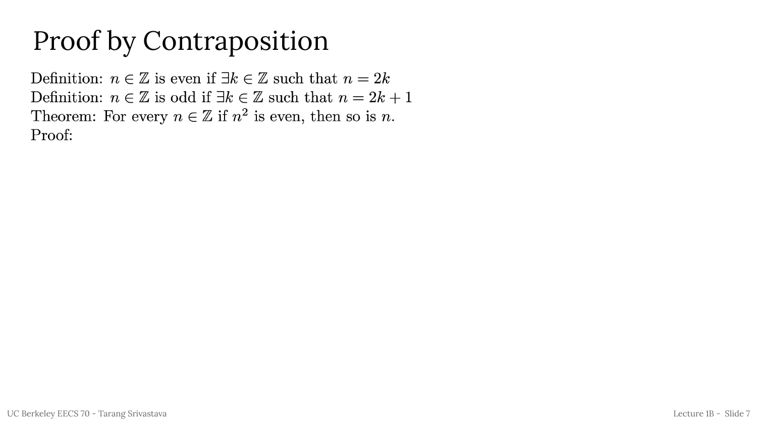# Proof by Contraposition

Definition: $n \in \mathbb{Z}$ is even if $\exists k \in \mathbb{Z}$ such that $n = 2k$

Definition: $n \in \mathbb{Z}$ is odd if $\exists k \in \mathbb{Z}$ such that $n = 2k + 1$

Theorem: For every $n \in \mathbb{Z}$ if $n^2$ is even, then so is $n$.

Proof: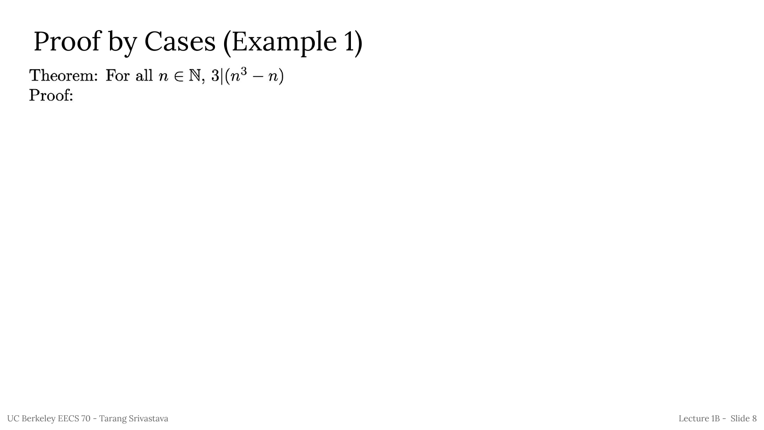# Proof by Cases (Example 1)

Theorem: For all $n \in \mathbb{N}$, $3|(n^3 - n)$

Proof: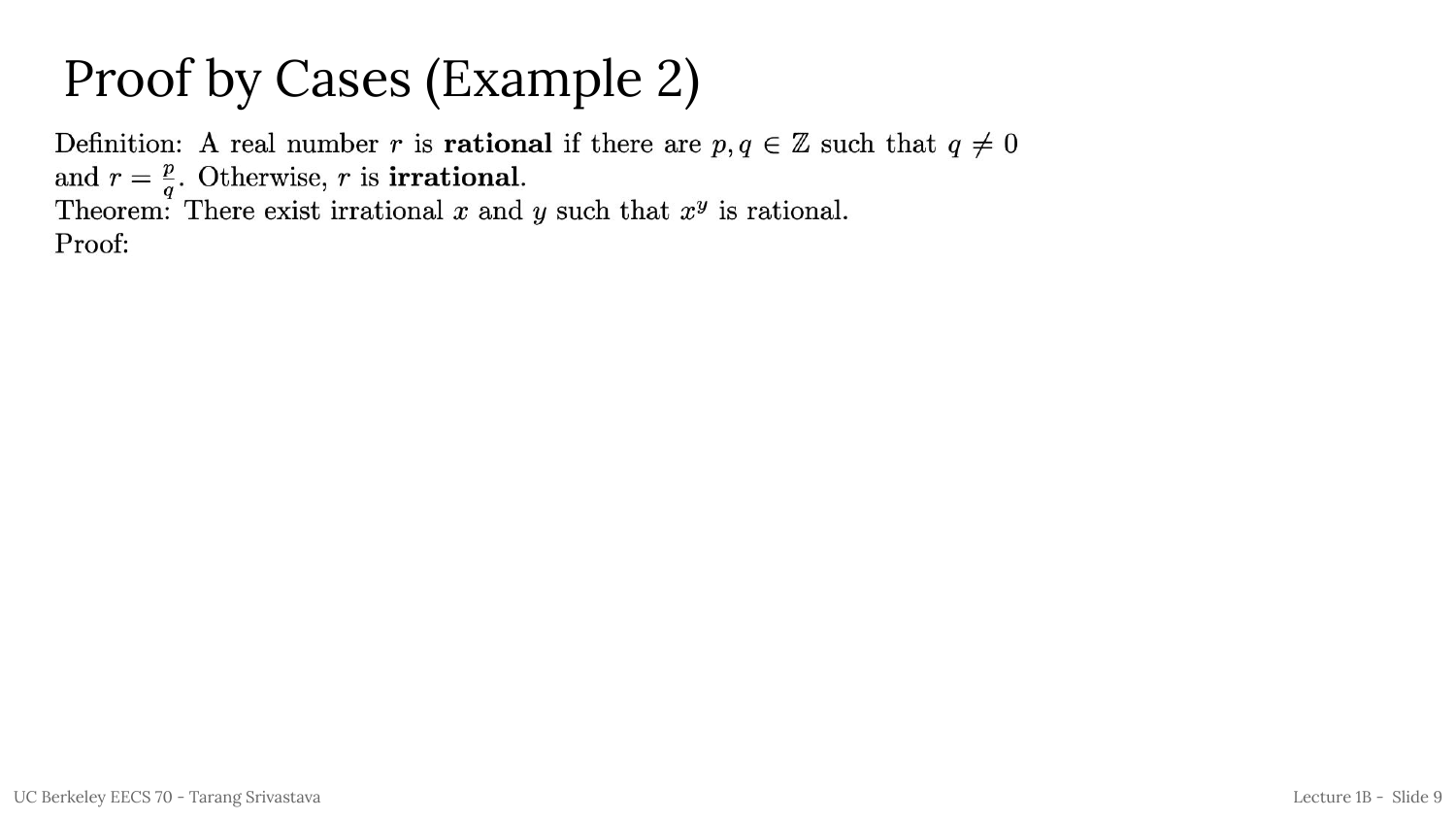# Proof by Cases (Example 2)

Definition: A real number $r$ is **rational** if there are $p, q \in \mathbb{Z}$ such that $q \neq 0$ and $r = \frac{p}{q}$. Otherwise, $r$ is **irrational**.

Theorem: There exist irrational $x$ and $y$ such that $x^y$ is rational.

Proof: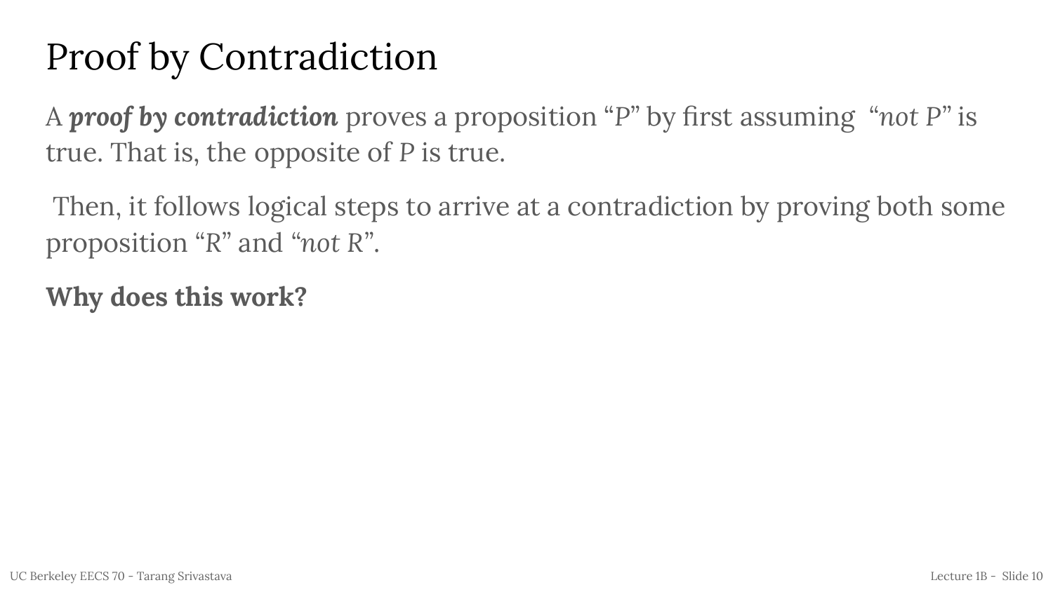# Proof by Contradiction

A ***proof by contradiction*** proves a proposition “*P*” by first assuming “*not P*” is true. That is, the opposite of *P* is true.

Then, it follows logical steps to arrive at a contradiction by proving both some proposition “*R*” and “*not R*”.

**Why does this work?**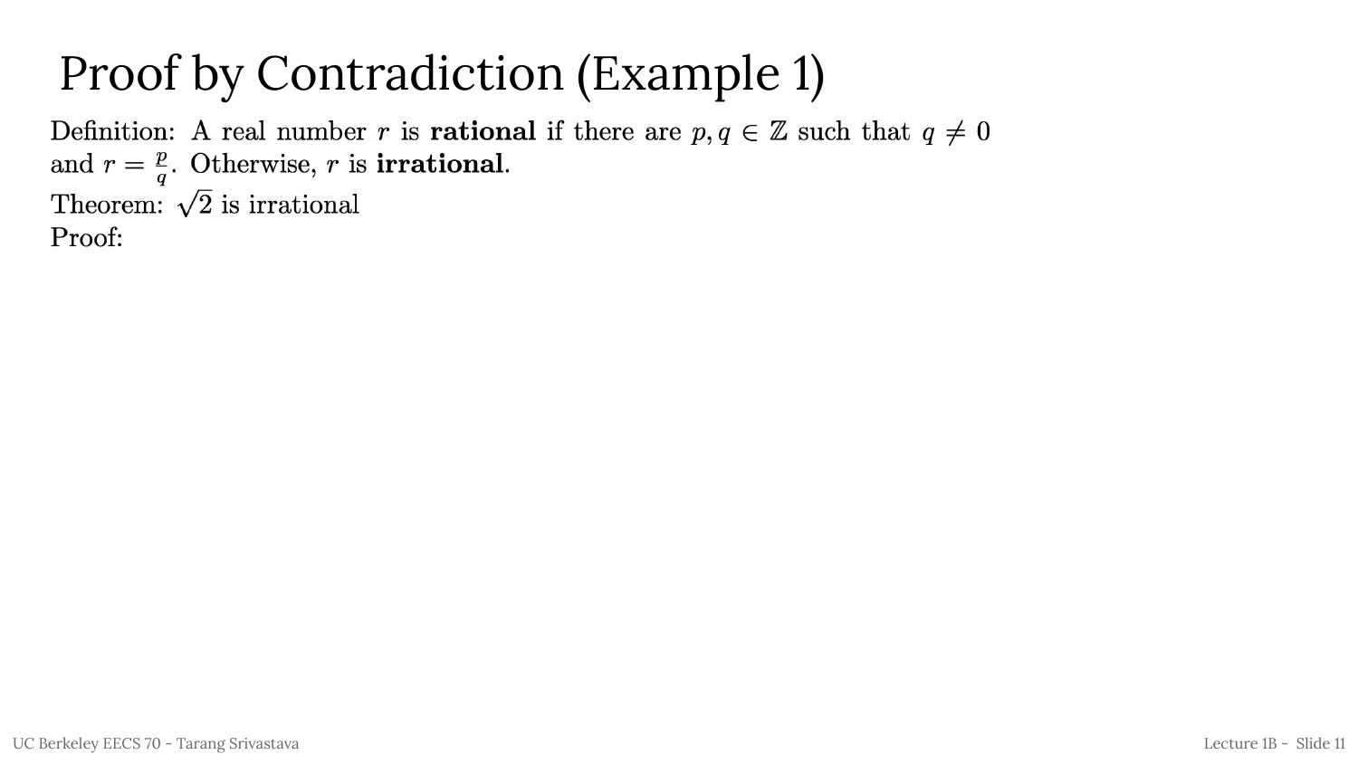# Proof by Contradiction (Example 1)

Definition: A real number $r$ is **rational** if there are $p, q \in \mathbb{Z}$ such that $q \neq 0$ and $r = \frac{p}{q}$. Otherwise, $r$ is **irrational**.

Theorem: $\sqrt{2}$ is irrational

Proof: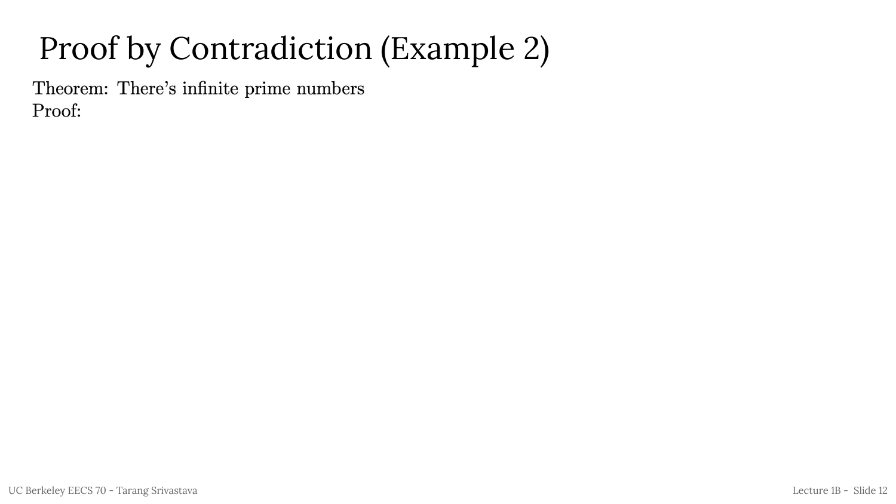# Proof by Contradiction (Example 2)

Theorem: There's infinite prime numbers
Proof: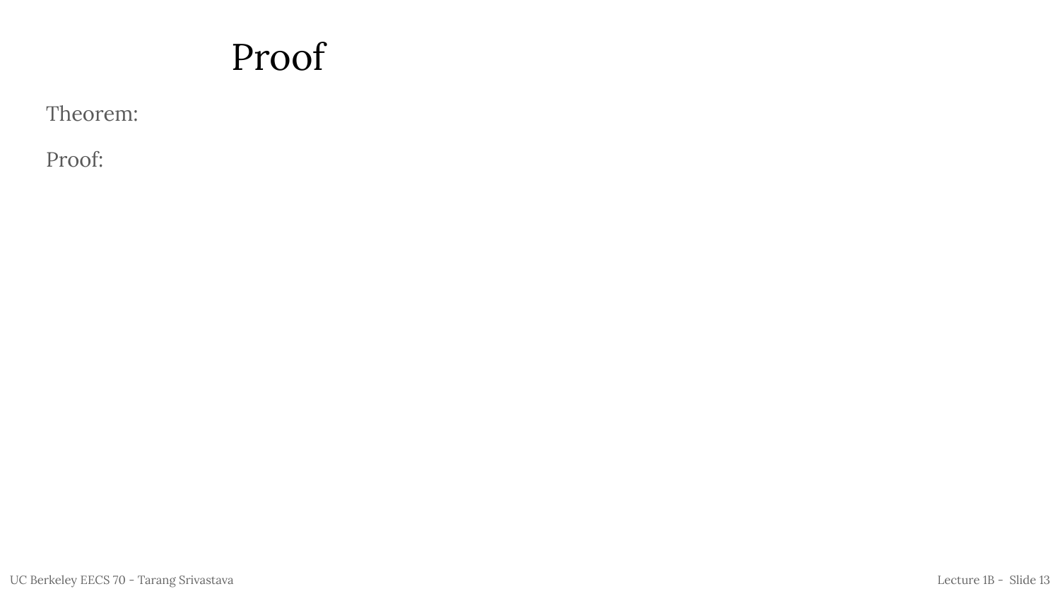# Proof

Theorem:

Proof: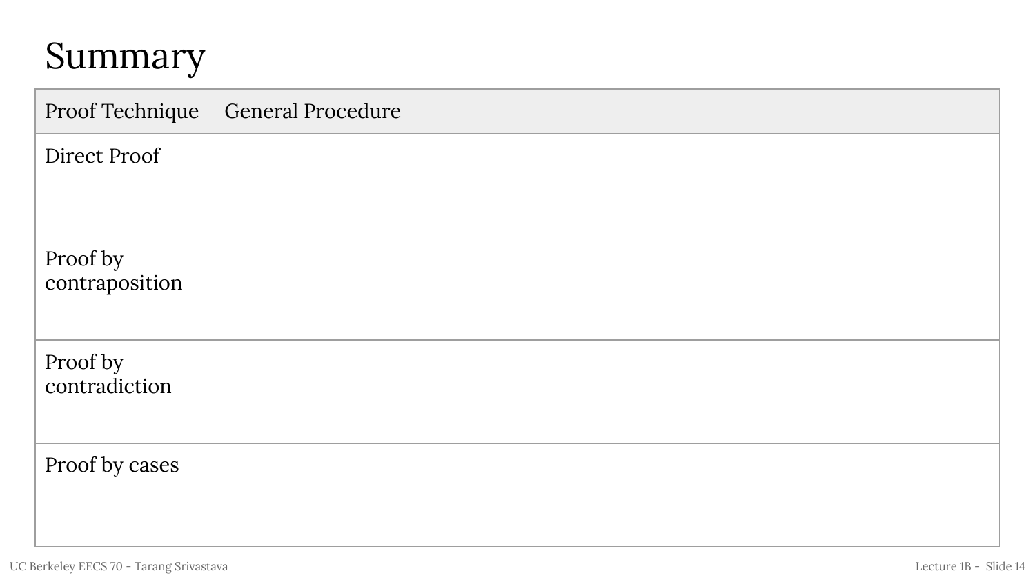# Summary

| Proof Technique | General Procedure |
| --- | --- |
| Direct Proof | |
| Proof by contraposition | |
| Proof by contradiction | |
| Proof by cases | |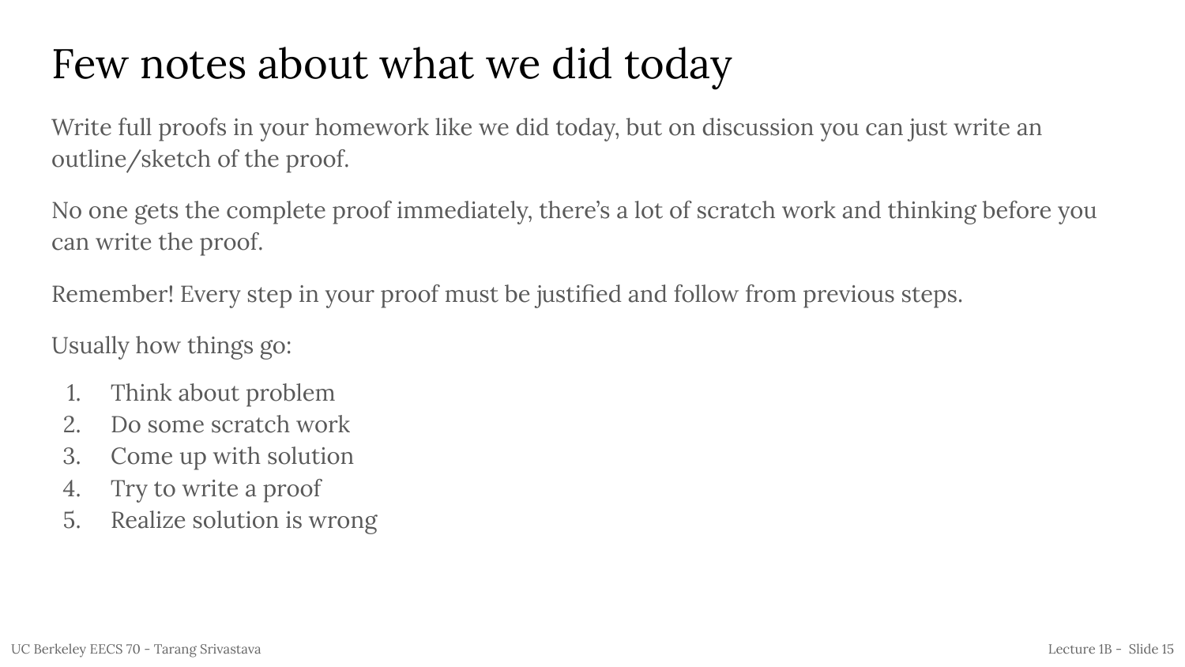# Few notes about what we did today

Write full proofs in your homework like we did today, but on discussion you can just write an outline/sketch of the proof.

No one gets the complete proof immediately, there's a lot of scratch work and thinking before you can write the proof.

Remember! Every step in your proof must be justified and follow from previous steps.

Usually how things go:

1. Think about problem
2. Do some scratch work
3. Come up with solution
4. Try to write a proof
5. Realize solution is wrong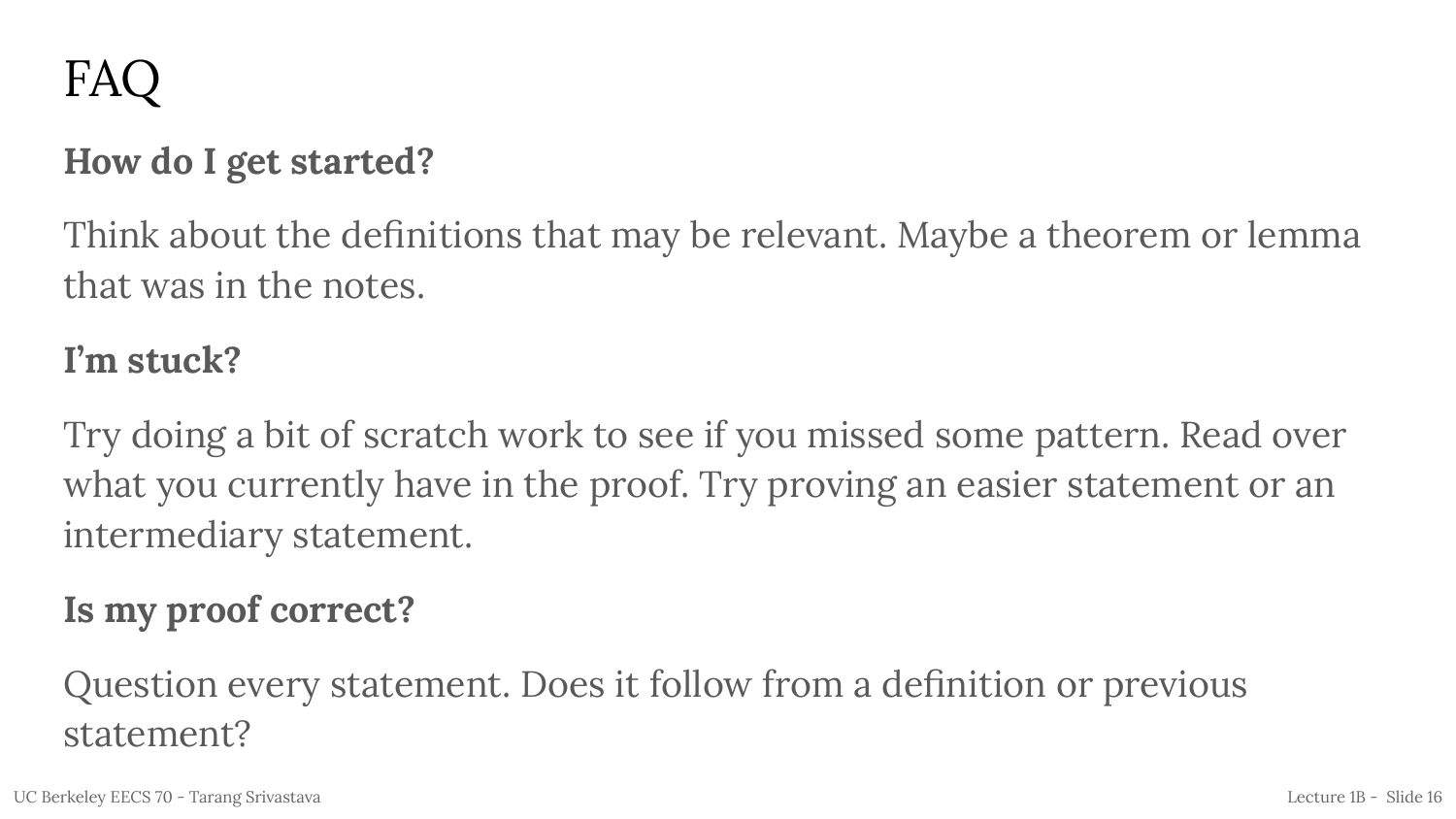# FAQ

**How do I get started?**

Think about the definitions that may be relevant. Maybe a theorem or lemma that was in the notes.

**I'm stuck?**

Try doing a bit of scratch work to see if you missed some pattern. Read over what you currently have in the proof. Try proving an easier statement or an intermediary statement.

**Is my proof correct?**

Question every statement. Does it follow from a definition or previous statement?